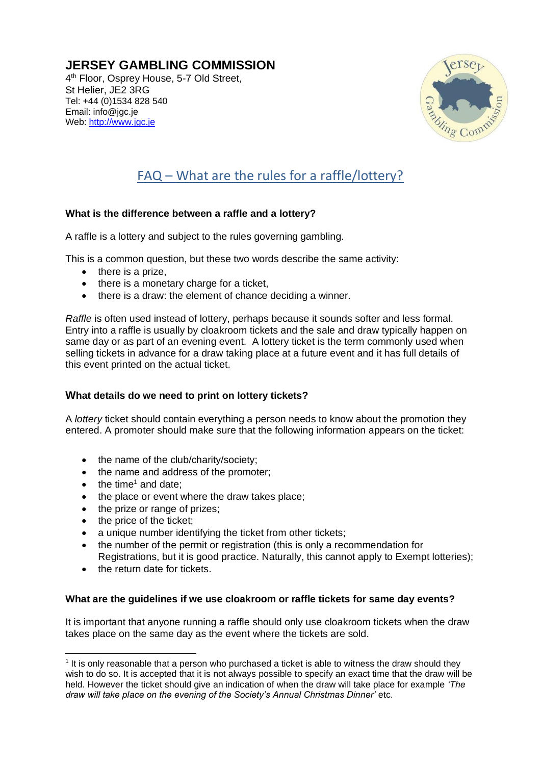# JERSEY GAMBLING COMMISSION

4th Floor, Osprey House, 5-7 Old Street,
St Helier, JE2 3RG
Tel: +44 (0)1534 828 540
Email: info@jgc.je
Web: http://www.jgc.je

## FAQ – What are the rules for a raffle/lottery?

### What is the difference between a raffle and a lottery?

A raffle is a lottery and subject to the rules governing gambling.

This is a common question, but these two words describe the same activity:

- there is a prize,
- there is a monetary charge for a ticket,
- there is a draw: the element of chance deciding a winner.

*Raffle* is often used instead of lottery, perhaps because it sounds softer and less formal. Entry into a raffle is usually by cloakroom tickets and the sale and draw typically happen on same day or as part of an evening event. A lottery ticket is the term commonly used when selling tickets in advance for a draw taking place at a future event and it has full details of this event printed on the actual ticket.

### What details do we need to print on lottery tickets?

A *lottery* ticket should contain everything a person needs to know about the promotion they entered. A promoter should make sure that the following information appears on the ticket:

- the name of the club/charity/society;
- the name and address of the promoter;
- the time[1] and date;
- the place or event where the draw takes place;
- the prize or range of prizes;
- the price of the ticket;
- a unique number identifying the ticket from other tickets;
- the number of the permit or registration (this is only a recommendation for Registrations, but it is good practice. Naturally, this cannot apply to Exempt lotteries);
- the return date for tickets.

### What are the guidelines if we use cloakroom or raffle tickets for same day events?

It is important that anyone running a raffle should only use cloakroom tickets when the draw takes place on the same day as the event where the tickets are sold.

---

[1] It is only reasonable that a person who purchased a ticket is able to witness the draw should they wish to do so. It is accepted that it is not always possible to specify an exact time that the draw will be held. However the ticket should give an indication of when the draw will take place for example *'The draw will take place on the evening of the Society's Annual Christmas Dinner'* etc.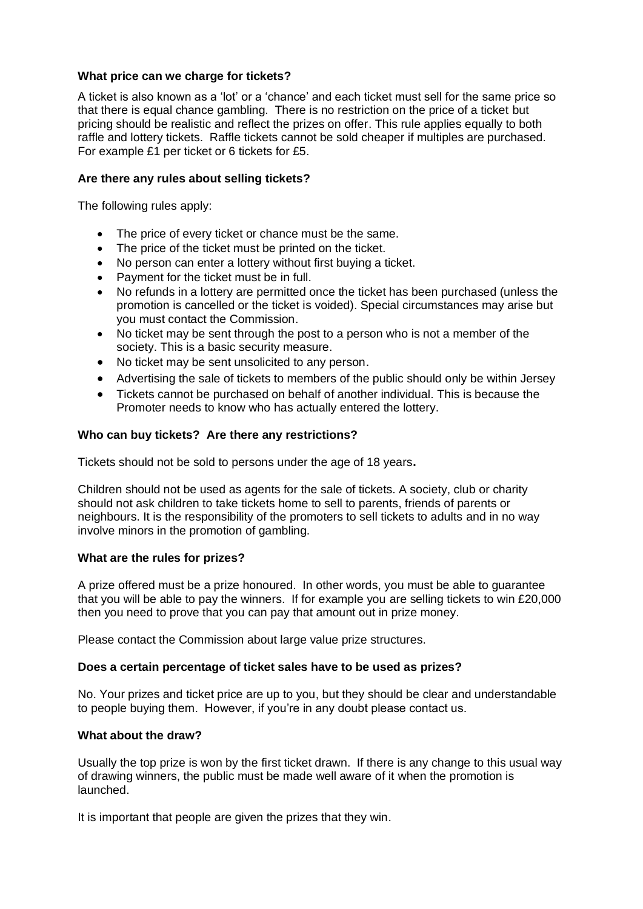**What price can we charge for tickets?**

A ticket is also known as a 'lot' or a 'chance' and each ticket must sell for the same price so that there is equal chance gambling. There is no restriction on the price of a ticket but pricing should be realistic and reflect the prizes on offer. This rule applies equally to both raffle and lottery tickets. Raffle tickets cannot be sold cheaper if multiples are purchased. For example £1 per ticket or 6 tickets for £5.

**Are there any rules about selling tickets?**

The following rules apply:

- The price of every ticket or chance must be the same.
- The price of the ticket must be printed on the ticket.
- No person can enter a lottery without first buying a ticket.
- Payment for the ticket must be in full.
- No refunds in a lottery are permitted once the ticket has been purchased (unless the promotion is cancelled or the ticket is voided). Special circumstances may arise but you must contact the Commission.
- No ticket may be sent through the post to a person who is not a member of the society. This is a basic security measure.
- No ticket may be sent unsolicited to any person.
- Advertising the sale of tickets to members of the public should only be within Jersey
- Tickets cannot be purchased on behalf of another individual. This is because the Promoter needs to know who has actually entered the lottery.

**Who can buy tickets? Are there any restrictions?**

Tickets should not be sold to persons under the age of 18 years**.**

Children should not be used as agents for the sale of tickets. A society, club or charity should not ask children to take tickets home to sell to parents, friends of parents or neighbours. It is the responsibility of the promoters to sell tickets to adults and in no way involve minors in the promotion of gambling.

**What are the rules for prizes?**

A prize offered must be a prize honoured. In other words, you must be able to guarantee that you will be able to pay the winners. If for example you are selling tickets to win £20,000 then you need to prove that you can pay that amount out in prize money.

Please contact the Commission about large value prize structures.

**Does a certain percentage of ticket sales have to be used as prizes?**

No. Your prizes and ticket price are up to you, but they should be clear and understandable to people buying them. However, if you're in any doubt please contact us.

**What about the draw?**

Usually the top prize is won by the first ticket drawn. If there is any change to this usual way of drawing winners, the public must be made well aware of it when the promotion is launched.

It is important that people are given the prizes that they win.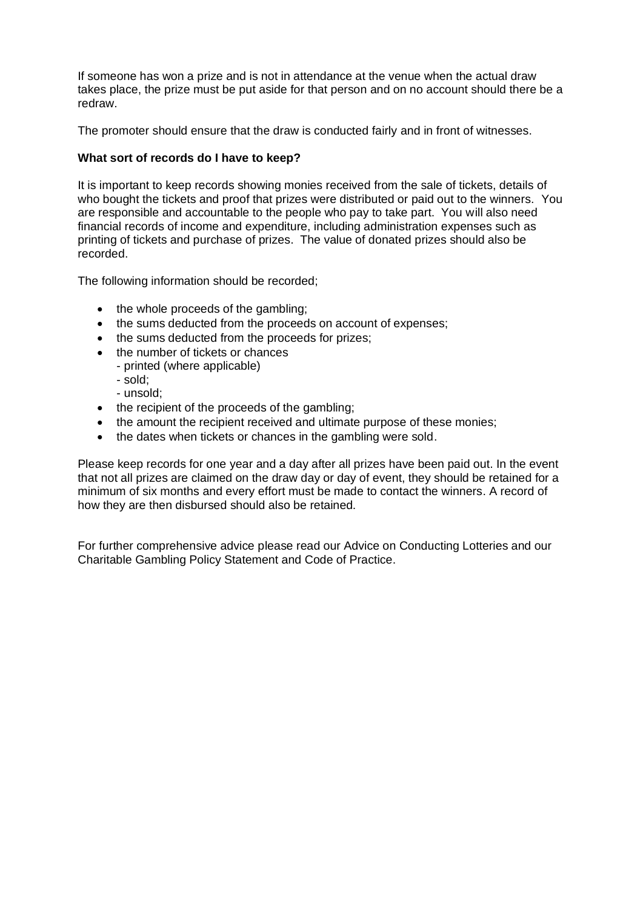If someone has won a prize and is not in attendance at the venue when the actual draw takes place, the prize must be put aside for that person and on no account should there be a redraw.

The promoter should ensure that the draw is conducted fairly and in front of witnesses.

**What sort of records do I have to keep?**

It is important to keep records showing monies received from the sale of tickets, details of who bought the tickets and proof that prizes were distributed or paid out to the winners. You are responsible and accountable to the people who pay to take part. You will also need financial records of income and expenditure, including administration expenses such as printing of tickets and purchase of prizes. The value of donated prizes should also be recorded.

The following information should be recorded;

- the whole proceeds of the gambling;
- the sums deducted from the proceeds on account of expenses;
- the sums deducted from the proceeds for prizes;
- the number of tickets or chances
  - printed (where applicable)
  - sold;
  - unsold;
- the recipient of the proceeds of the gambling;
- the amount the recipient received and ultimate purpose of these monies;
- the dates when tickets or chances in the gambling were sold.

Please keep records for one year and a day after all prizes have been paid out. In the event that not all prizes are claimed on the draw day or day of event, they should be retained for a minimum of six months and every effort must be made to contact the winners. A record of how they are then disbursed should also be retained.

For further comprehensive advice please read our Advice on Conducting Lotteries and our Charitable Gambling Policy Statement and Code of Practice.